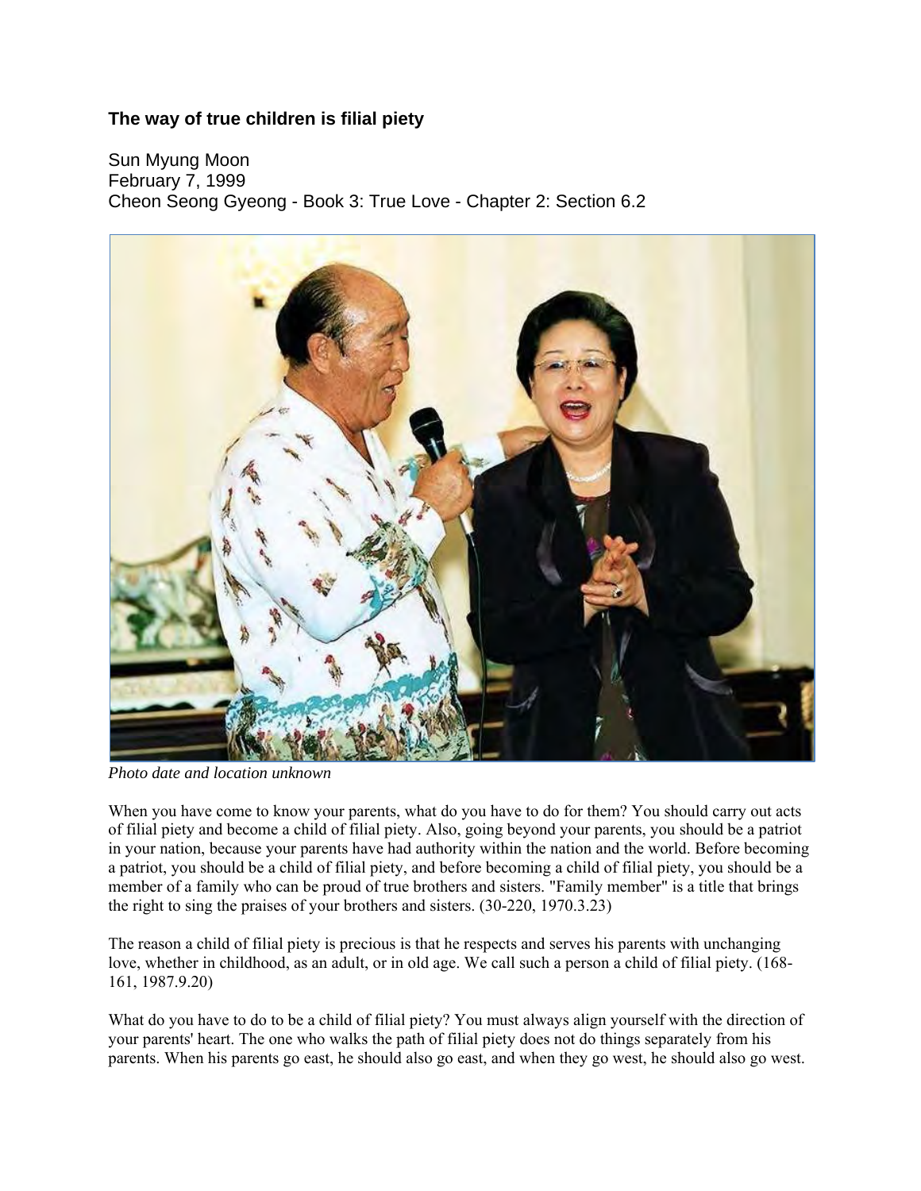### The way of true children is filial piety

Sun Myung Moon
February 7, 1999
Cheon Seong Gyeong - Book 3: True Love - Chapter 2: Section 6.2

*Photo date and location unknown*

When you have come to know your parents, what do you have to do for them? You should carry out acts of filial piety and become a child of filial piety. Also, going beyond your parents, you should be a patriot in your nation, because your parents have had authority within the nation and the world. Before becoming a patriot, you should be a child of filial piety, and before becoming a child of filial piety, you should be a member of a family who can be proud of true brothers and sisters. "Family member" is a title that brings the right to sing the praises of your brothers and sisters. (30-220, 1970.3.23)

The reason a child of filial piety is precious is that he respects and serves his parents with unchanging love, whether in childhood, as an adult, or in old age. We call such a person a child of filial piety. (168-161, 1987.9.20)

What do you have to do to be a child of filial piety? You must always align yourself with the direction of your parents' heart. The one who walks the path of filial piety does not do things separately from his parents. When his parents go east, he should also go east, and when they go west, he should also go west.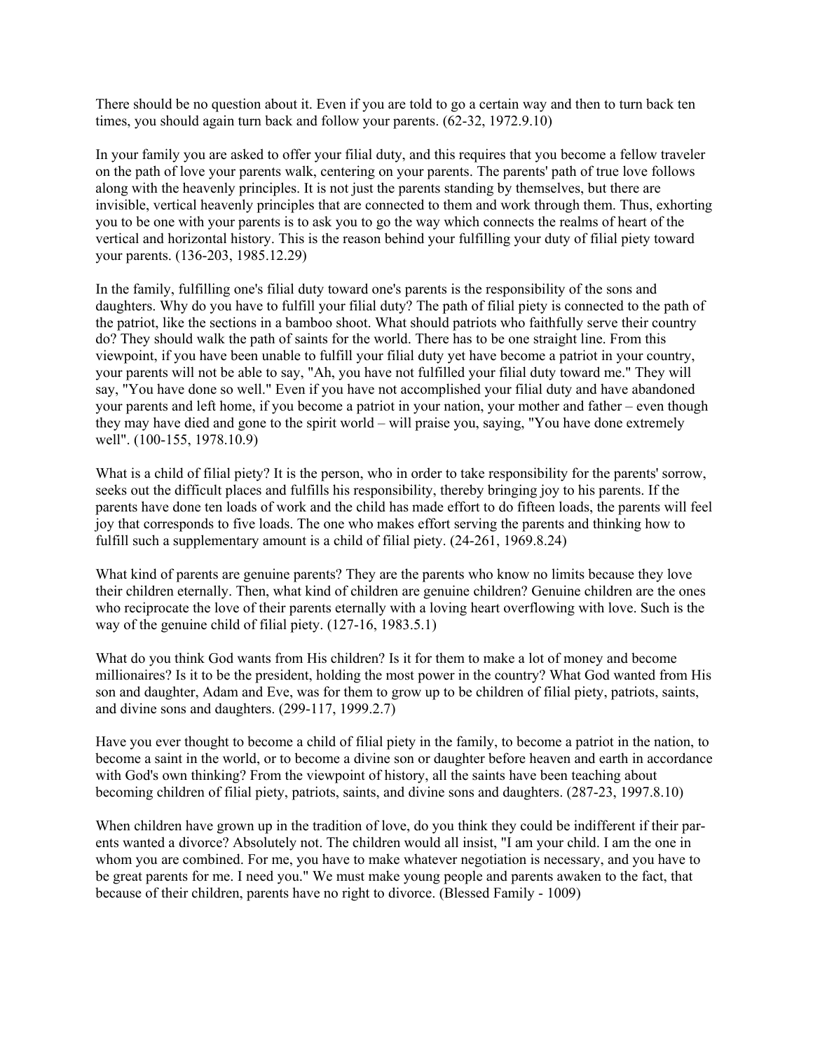There should be no question about it. Even if you are told to go a certain way and then to turn back ten times, you should again turn back and follow your parents. (62-32, 1972.9.10)

In your family you are asked to offer your filial duty, and this requires that you become a fellow traveler on the path of love your parents walk, centering on your parents. The parents' path of true love follows along with the heavenly principles. It is not just the parents standing by themselves, but there are invisible, vertical heavenly principles that are connected to them and work through them. Thus, exhorting you to be one with your parents is to ask you to go the way which connects the realms of heart of the vertical and horizontal history. This is the reason behind your fulfilling your duty of filial piety toward your parents. (136-203, 1985.12.29)

In the family, fulfilling one's filial duty toward one's parents is the responsibility of the sons and daughters. Why do you have to fulfill your filial duty? The path of filial piety is connected to the path of the patriot, like the sections in a bamboo shoot. What should patriots who faithfully serve their country do? They should walk the path of saints for the world. There has to be one straight line. From this viewpoint, if you have been unable to fulfill your filial duty yet have become a patriot in your country, your parents will not be able to say, "Ah, you have not fulfilled your filial duty toward me." They will say, "You have done so well." Even if you have not accomplished your filial duty and have abandoned your parents and left home, if you become a patriot in your nation, your mother and father – even though they may have died and gone to the spirit world – will praise you, saying, "You have done extremely well". (100-155, 1978.10.9)

What is a child of filial piety? It is the person, who in order to take responsibility for the parents' sorrow, seeks out the difficult places and fulfills his responsibility, thereby bringing joy to his parents. If the parents have done ten loads of work and the child has made effort to do fifteen loads, the parents will feel joy that corresponds to five loads. The one who makes effort serving the parents and thinking how to fulfill such a supplementary amount is a child of filial piety. (24-261, 1969.8.24)

What kind of parents are genuine parents? They are the parents who know no limits because they love their children eternally. Then, what kind of children are genuine children? Genuine children are the ones who reciprocate the love of their parents eternally with a loving heart overflowing with love. Such is the way of the genuine child of filial piety. (127-16, 1983.5.1)

What do you think God wants from His children? Is it for them to make a lot of money and become millionaires? Is it to be the president, holding the most power in the country? What God wanted from His son and daughter, Adam and Eve, was for them to grow up to be children of filial piety, patriots, saints, and divine sons and daughters. (299-117, 1999.2.7)

Have you ever thought to become a child of filial piety in the family, to become a patriot in the nation, to become a saint in the world, or to become a divine son or daughter before heaven and earth in accordance with God's own thinking? From the viewpoint of history, all the saints have been teaching about becoming children of filial piety, patriots, saints, and divine sons and daughters. (287-23, 1997.8.10)

When children have grown up in the tradition of love, do you think they could be indifferent if their parents wanted a divorce? Absolutely not. The children would all insist, "I am your child. I am the one in whom you are combined. For me, you have to make whatever negotiation is necessary, and you have to be great parents for me. I need you." We must make young people and parents awaken to the fact, that because of their children, parents have no right to divorce. (Blessed Family - 1009)